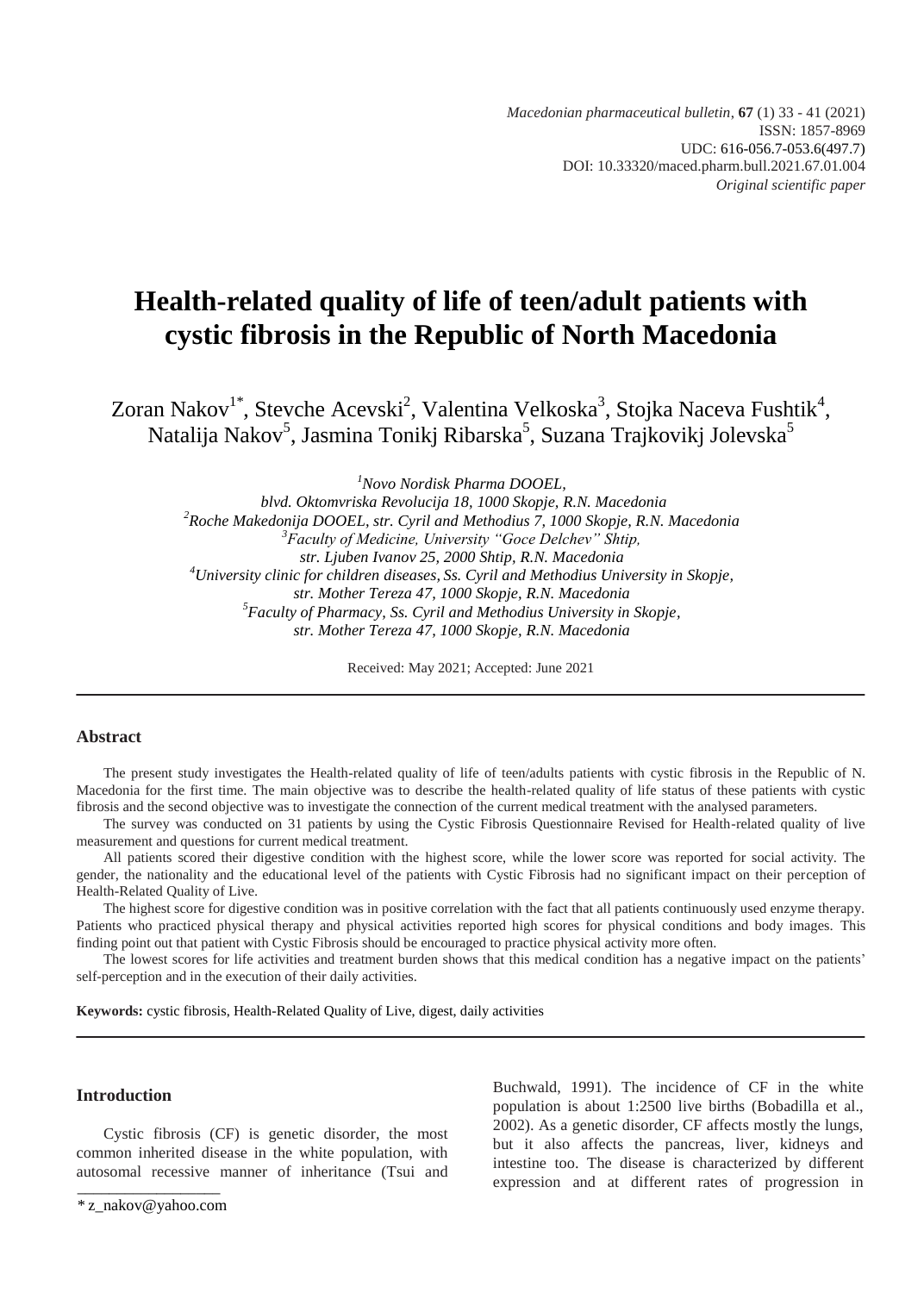*Macedonian pharmaceutical bulletin*, **67** (1) 33 - 41 (2021)
ISSN: 1857-8969
UDC: 616-056.7-053.6(497.7)
DOI: 10.33320/maced.pharm.bull.2021.67.01.004
*Original scientific paper*

# Health-related quality of life of teen/adult patients with cystic fibrosis in the Republic of North Macedonia

Zoran Nakov[1*], Stevche Acevski[2], Valentina Velkoska[3], Stojka Naceva Fushtik[4], Natalija Nakov[5], Jasmina Tonikj Ribarska[5], Suzana Trajkovikj Jolevska[5]

[1]*Novo Nordisk Pharma DOOEL, blvd. Oktomvriska Revolucija 18, 1000 Skopje, R.N. Macedonia*
[2]*Roche Makedonija DOOEL, str. Cyril and Methodius 7, 1000 Skopje, R.N. Macedonia*
[3]*Faculty of Medicine, University "Goce Delchev" Shtip, str. Ljuben Ivanov 25, 2000 Shtip, R.N. Macedonia*
[4]*University clinic for children diseases, Ss. Cyril and Methodius University in Skopje, str. Mother Tereza 47, 1000 Skopje, R.N. Macedonia*
[5]*Faculty of Pharmacy, Ss. Cyril and Methodius University in Skopje, str. Mother Tereza 47, 1000 Skopje, R.N. Macedonia*

Received: May 2021; Accepted: June 2021

## Abstract

The present study investigates the Health-related quality of life of teen/adults patients with cystic fibrosis in the Republic of N. Macedonia for the first time. The main objective was to describe the health-related quality of life status of these patients with cystic fibrosis and the second objective was to investigate the connection of the current medical treatment with the analysed parameters.

The survey was conducted on 31 patients by using the Cystic Fibrosis Questionnaire Revised for Health-related quality of live measurement and questions for current medical treatment.

All patients scored their digestive condition with the highest score, while the lower score was reported for social activity. The gender, the nationality and the educational level of the patients with Cystic Fibrosis had no significant impact on their perception of Health-Related Quality of Live.

The highest score for digestive condition was in positive correlation with the fact that all patients continuously used enzyme therapy. Patients who practiced physical therapy and physical activities reported high scores for physical conditions and body images. This finding point out that patient with Cystic Fibrosis should be encouraged to practice physical activity more often.

The lowest scores for life activities and treatment burden shows that this medical condition has a negative impact on the patients' self-perception and in the execution of their daily activities.

**Keywords:** cystic fibrosis, Health-Related Quality of Live, digest, daily activities

## Introduction

Cystic fibrosis (CF) is genetic disorder, the most common inherited disease in the white population, with autosomal recessive manner of inheritance (Tsui and Buchwald, 1991). The incidence of CF in the white population is about 1:2500 live births (Bobadilla et al., 2002). As a genetic disorder, CF affects mostly the lungs, but it also affects the pancreas, liver, kidneys and intestine too. The disease is characterized by different expression and at different rates of progression in

* z_nakov@yahoo.com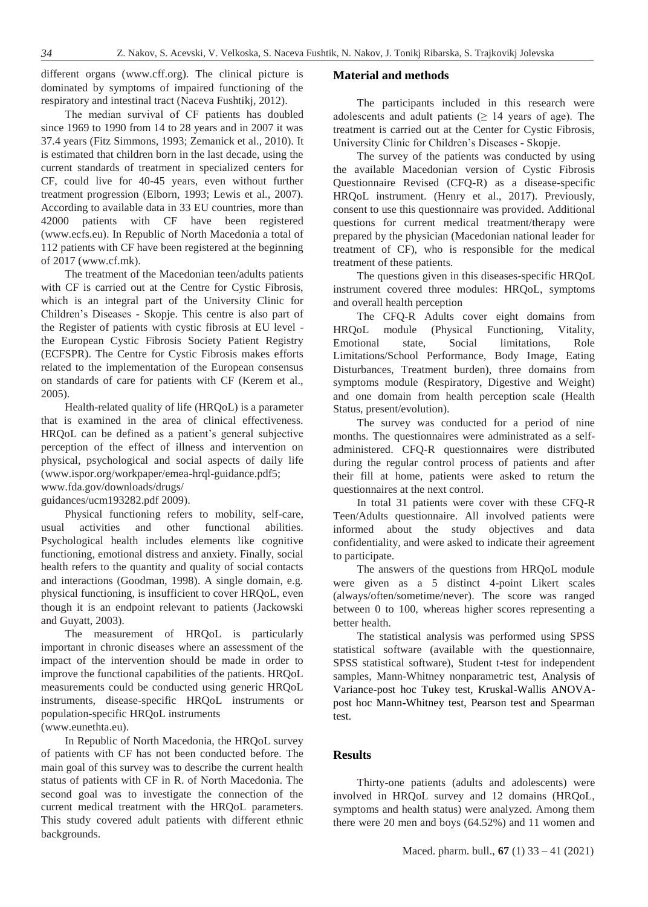different organs (www.cff.org). The clinical picture is dominated by symptoms of impaired functioning of the respiratory and intestinal tract (Naceva Fushtikj, 2012).

The median survival of CF patients has doubled since 1969 to 1990 from 14 to 28 years and in 2007 it was 37.4 years (Fitz Simmons, 1993; Zemanick et al., 2010). It is estimated that children born in the last decade, using the current standards of treatment in specialized centers for CF, could live for 40-45 years, even without further treatment progression (Elborn, 1993; Lewis et al., 2007). According to available data in 33 EU countries, more than 42000 patients with CF have been registered (www.ecfs.eu). In Republic of North Macedonia a total of 112 patients with CF have been registered at the beginning of 2017 (www.cf.mk).

The treatment of the Macedonian teen/adults patients with CF is carried out at the Centre for Cystic Fibrosis, which is an integral part of the University Clinic for Children's Diseases - Skopje. This centre is also part of the Register of patients with cystic fibrosis at EU level - the European Cystic Fibrosis Society Patient Registry (ECFSPR). The Centre for Cystic Fibrosis makes efforts related to the implementation of the European consensus on standards of care for patients with CF (Kerem et al., 2005).

Health-related quality of life (HRQoL) is a parameter that is examined in the area of clinical effectiveness. HRQoL can be defined as a patient's general subjective perception of the effect of illness and intervention on physical, psychological and social aspects of daily life (www.ispor.org/workpaper/emea-hrql-guidance.pdf5; www.fda.gov/downloads/drugs/ guidances/ucm193282.pdf 2009).

Physical functioning refers to mobility, self-care, usual activities and other functional abilities. Psychological health includes elements like cognitive functioning, emotional distress and anxiety. Finally, social health refers to the quantity and quality of social contacts and interactions (Goodman, 1998). A single domain, e.g. physical functioning, is insufficient to cover HRQoL, even though it is an endpoint relevant to patients (Jackowski and Guyatt, 2003).

The measurement of HRQoL is particularly important in chronic diseases where an assessment of the impact of the intervention should be made in order to improve the functional capabilities of the patients. HRQoL measurements could be conducted using generic HRQoL instruments, disease-specific HRQoL instruments or population-specific HRQoL instruments (www.eunethta.eu).

In Republic of North Macedonia, the HRQoL survey of patients with CF has not been conducted before. The main goal of this survey was to describe the current health status of patients with CF in R. of North Macedonia. The second goal was to investigate the connection of the current medical treatment with the HRQoL parameters. This study covered adult patients with different ethnic backgrounds.

## Material and methods

The participants included in this research were adolescents and adult patients ($\geq$ 14 years of age). The treatment is carried out at the Center for Cystic Fibrosis, University Clinic for Children's Diseases - Skopje.

The survey of the patients was conducted by using the available Macedonian version of Cystic Fibrosis Questionnaire Revised (CFQ-R) as a disease-specific HRQoL instrument. (Henry et al., 2017). Previously, consent to use this questionnaire was provided. Additional questions for current medical treatment/therapy were prepared by the physician (Macedonian national leader for treatment of CF), who is responsible for the medical treatment of these patients.

The questions given in this diseases-specific HRQoL instrument covered three modules: HRQoL, symptoms and overall health perception

The CFQ-R Adults cover eight domains from HRQoL module (Physical Functioning, Vitality, Emotional state, Social limitations, Role Limitations/School Performance, Body Image, Eating Disturbances, Treatment burden), three domains from symptoms module (Respiratory, Digestive and Weight) and one domain from health perception scale (Health Status, present/evolution).

The survey was conducted for a period of nine months. The questionnaires were administrated as a self-administered. CFQ-R questionnaires were distributed during the regular control process of patients and after their fill at home, patients were asked to return the questionnaires at the next control.

In total 31 patients were cover with these CFQ-R Teen/Adults questionnaire. All involved patients were informed about the study objectives and data confidentiality, and were asked to indicate their agreement to participate.

The answers of the questions from HRQoL module were given as a 5 distinct 4-point Likert scales (always/often/sometime/never). The score was ranged between 0 to 100, whereas higher scores representing a better health.

The statistical analysis was performed using SPSS statistical software (available with the questionnaire, SPSS statistical software), Student t-test for independent samples, Mann-Whitney nonparametric test, Analysis of Variance-post hoc Tukey test, Kruskal-Wallis ANOVA-post hoc Mann-Whitney test, Pearson test and Spearman test.

## Results

Thirty-one patients (adults and adolescents) were involved in HRQoL survey and 12 domains (HRQoL, symptoms and health status) were analyzed. Among them there were 20 men and boys (64.52%) and 11 women and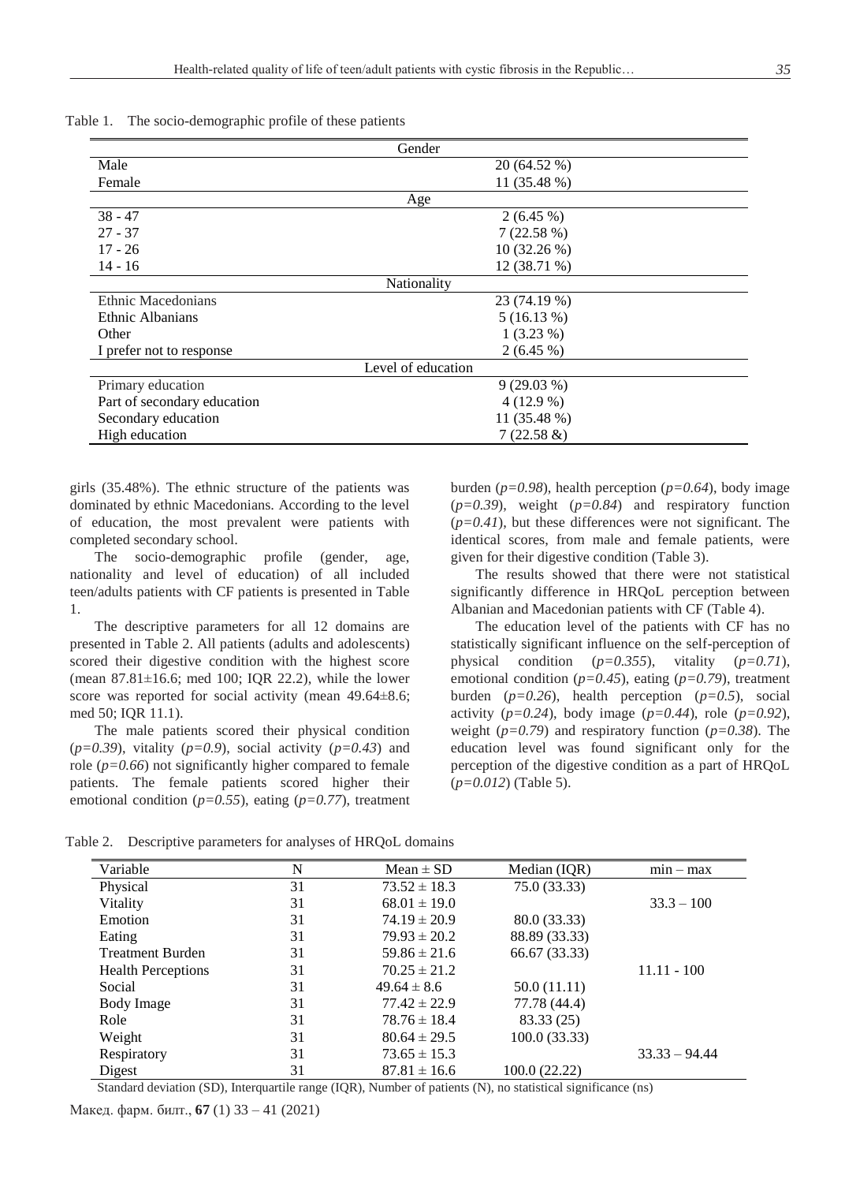Table 1. The socio-demographic profile of these patients

| | |
|---|---|
| **Gender** | |
| Male | 20 (64.52 %) |
| Female | 11 (35.48 %) |
| **Age** | |
| 38 - 47 | 2 (6.45 %) |
| 27 - 37 | 7 (22.58 %) |
| 17 - 26 | 10 (32.26 %) |
| 14 - 16 | 12 (38.71 %) |
| **Nationality** | |
| Ethnic Macedonians | 23 (74.19 %) |
| Ethnic Albanians | 5 (16.13 %) |
| Other | 1 (3.23 %) |
| I prefer not to response | 2 (6.45 %) |
| **Level of education** | |
| Primary education | 9 (29.03 %) |
| Part of secondary education | 4 (12.9 %) |
| Secondary education | 11 (35.48 %) |
| High education | 7 (22.58 &) |

girls (35.48%). The ethnic structure of the patients was dominated by ethnic Macedonians. According to the level of education, the most prevalent were patients with completed secondary school.

The socio-demographic profile (gender, age, nationality and level of education) of all included teen/adults patients with CF patients is presented in Table 1.

The descriptive parameters for all 12 domains are presented in Table 2. All patients (adults and adolescents) scored their digestive condition with the highest score (mean 87.81±16.6; med 100; IQR 22.2), while the lower score was reported for social activity (mean 49.64±8.6; med 50; IQR 11.1).

The male patients scored their physical condition (*p=0.39*), vitality (*p=0.9*), social activity (*p=0.43*) and role (*p=0.66*) not significantly higher compared to female patients. The female patients scored higher their emotional condition (*p=0.55*), eating (*p=0.77*), treatment burden (*p=0.98*), health perception (*p=0.64*), body image (*p=0.39*), weight (*p=0.84*) and respiratory function (*p=0.41*), but these differences were not significant. The identical scores, from male and female patients, were given for their digestive condition (Table 3).

The results showed that there were not statistical significantly difference in HRQoL perception between Albanian and Macedonian patients with CF (Table 4).

The education level of the patients with CF has no statistically significant influence on the self-perception of physical condition (*p=0.355*), vitality (*p=0.71*), emotional condition (*p=0.45*), eating (*p=0.79*), treatment burden (*p=0.26*), health perception (*p=0.5*), social activity (*p=0.24*), body image (*p=0.44*), role (*p=0.92*), weight (*p=0.79*) and respiratory function (*p=0.38*). The education level was found significant only for the perception of the digestive condition as a part of HRQoL (*p=0.012*) (Table 5).

Table 2. Descriptive parameters for analyses of HRQoL domains

| Variable | N | Mean ± SD | Median (IQR) | min – max |
|---|---|---|---|---|
| Physical | 31 | 73.52 ± 18.3 | 75.0 (33.33) | |
| Vitality | 31 | 68.01 ± 19.0 | | 33.3 – 100 |
| Emotion | 31 | 74.19 ± 20.9 | 80.0 (33.33) | |
| Eating | 31 | 79.93 ± 20.2 | 88.89 (33.33) | |
| Treatment Burden | 31 | 59.86 ± 21.6 | 66.67 (33.33) | |
| Health Perceptions | 31 | 70.25 ± 21.2 | | 11.11 - 100 |
| Social | 31 | 49.64 ± 8.6 | 50.0 (11.11) | |
| Body Image | 31 | 77.42 ± 22.9 | 77.78 (44.4) | |
| Role | 31 | 78.76 ± 18.4 | 83.33 (25) | |
| Weight | 31 | 80.64 ± 29.5 | 100.0 (33.33) | |
| Respiratory | 31 | 73.65 ± 15.3 | | 33.33 – 94.44 |
| Digest | 31 | 87.81 ± 16.6 | 100.0 (22.22) | |

Standard deviation (SD), Interquartile range (IQR), Number of patients (N), no statistical significance (ns)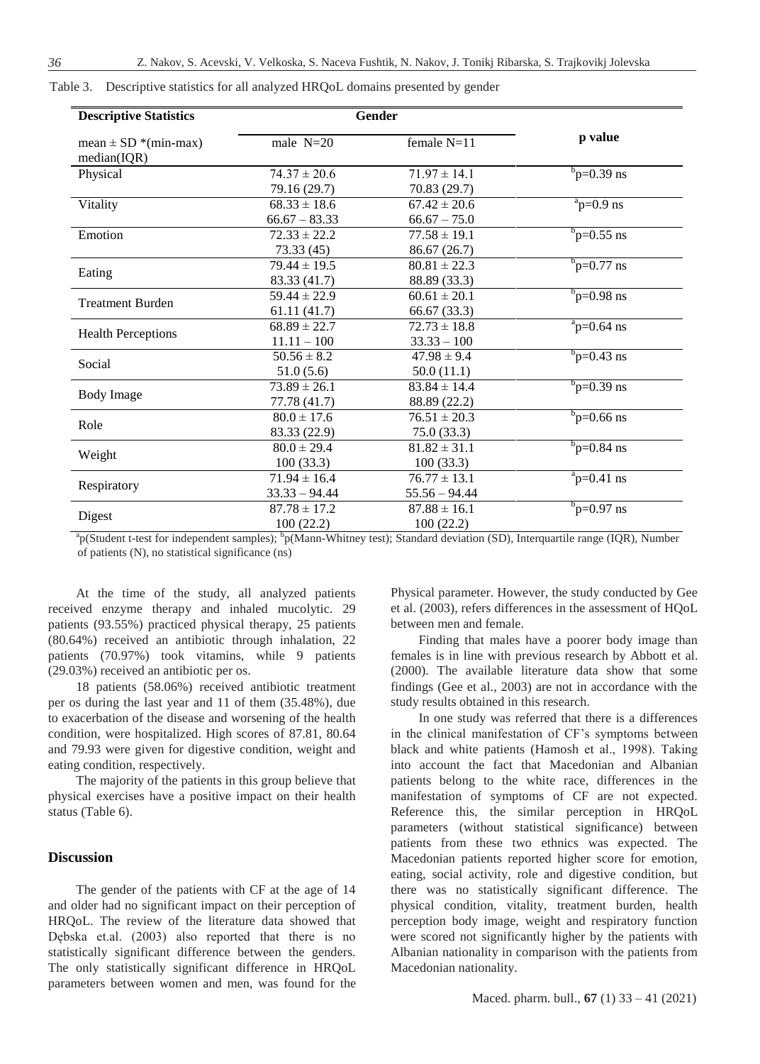Table 3. Descriptive statistics for all analyzed HRQoL domains presented by gender

| Descriptive Statistics | Gender | | |
|---|---|---|---|
| mean ± SD *(min-max) median(IQR) | male N=20 | female N=11 | p value |
| Physical | 74.37 ± 20.6<br>79.16 (29.7) | 71.97 ± 14.1<br>70.83 (29.7) | [b]p=0.39 ns |
| Vitality | 68.33 ± 18.6<br>66.67 – 83.33 | 67.42 ± 20.6<br>66.67 – 75.0 | [a]p=0.9 ns |
| Emotion | 72.33 ± 22.2<br>73.33 (45) | 77.58 ± 19.1<br>86.67 (26.7) | [b]p=0.55 ns |
| Eating | 79.44 ± 19.5<br>83.33 (41.7) | 80.81 ± 22.3<br>88.89 (33.3) | [b]p=0.77 ns |
| Treatment Burden | 59.44 ± 22.9<br>61.11 (41.7) | 60.61 ± 20.1<br>66.67 (33.3) | [b]p=0.98 ns |
| Health Perceptions | 68.89 ± 22.7<br>11.11 – 100 | 72.73 ± 18.8<br>33.33 – 100 | [a]p=0.64 ns |
| Social | 50.56 ± 8.2<br>51.0 (5.6) | 47.98 ± 9.4<br>50.0 (11.1) | [b]p=0.43 ns |
| Body Image | 73.89 ± 26.1<br>77.78 (41.7) | 83.84 ± 14.4<br>88.89 (22.2) | [b]p=0.39 ns |
| Role | 80.0 ± 17.6<br>83.33 (22.9) | 76.51 ± 20.3<br>75.0 (33.3) | [b]p=0.66 ns |
| Weight | 80.0 ± 29.4<br>100 (33.3) | 81.82 ± 31.1<br>100 (33.3) | [b]p=0.84 ns |
| Respiratory | 71.94 ± 16.4<br>33.33 – 94.44 | 76.77 ± 13.1<br>55.56 – 94.44 | [a]p=0.41 ns |
| Digest | 87.78 ± 17.2<br>100 (22.2) | 87.88 ± 16.1<br>100 (22.2) | [b]p=0.97 ns |

[a]p(Student t-test for independent samples); [b]p(Mann-Whitney test); Standard deviation (SD), Interquartile range (IQR), Number of patients (N), no statistical significance (ns)

At the time of the study, all analyzed patients received enzyme therapy and inhaled mucolytic. 29 patients (93.55%) practiced physical therapy, 25 patients (80.64%) received an antibiotic through inhalation, 22 patients (70.97%) took vitamins, while 9 patients (29.03%) received an antibiotic per os.

18 patients (58.06%) received antibiotic treatment per os during the last year and 11 of them (35.48%), due to exacerbation of the disease and worsening of the health condition, were hospitalized. High scores of 87.81, 80.64 and 79.93 were given for digestive condition, weight and eating condition, respectively.

The majority of the patients in this group believe that physical exercises have a positive impact on their health status (Table 6).

## Discussion

The gender of the patients with CF at the age of 14 and older had no significant impact on their perception of HRQoL. The review of the literature data showed that Dębska et.al. (2003) also reported that there is no statistically significant difference between the genders. The only statistically significant difference in HRQoL parameters between women and men, was found for the Physical parameter. However, the study conducted by Gee et al. (2003), refers differences in the assessment of HQoL between men and female.

Finding that males have a poorer body image than females is in line with previous research by Abbott et al. (2000). The available literature data show that some findings (Gee et al., 2003) are not in accordance with the study results obtained in this research.

In one study was referred that there is a differences in the clinical manifestation of CF's symptoms between black and white patients (Hamosh et al., 1998). Taking into account the fact that Macedonian and Albanian patients belong to the white race, differences in the manifestation of symptoms of CF are not expected. Reference this, the similar perception in HRQoL parameters (without statistical significance) between patients from these two ethnics was expected. The Macedonian patients reported higher score for emotion, eating, social activity, role and digestive condition, but there was no statistically significant difference. The physical condition, vitality, treatment burden, health perception body image, weight and respiratory function were scored not significantly higher by the patients with Albanian nationality in comparison with the patients from Macedonian nationality.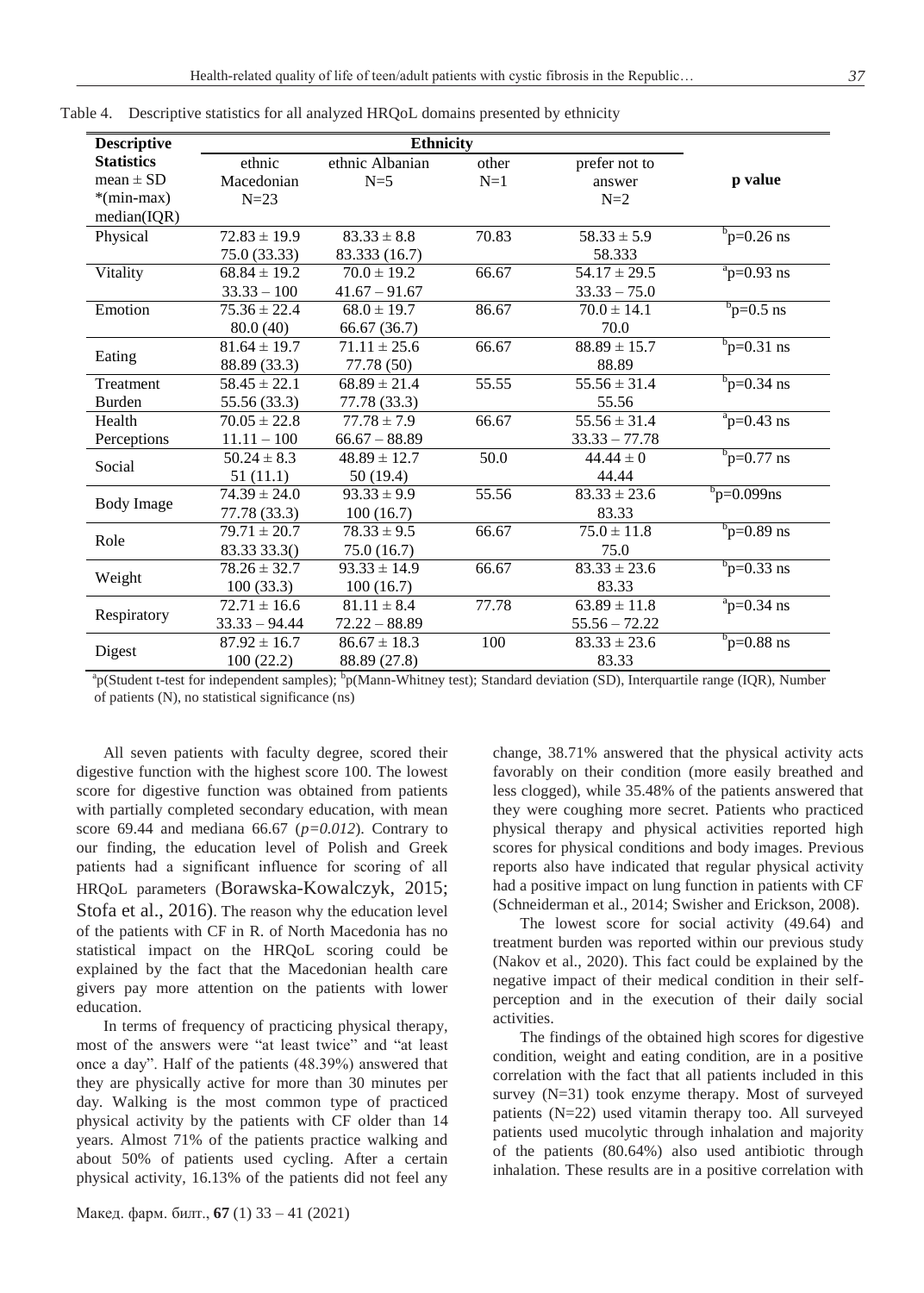Table 4. Descriptive statistics for all analyzed HRQoL domains presented by ethnicity

| Descriptive Statistics mean ± SD *(min-max) median(IQR) | Ethnicity | | | | p value |
|---|---|---|---|---|---|
| | ethnic Macedonian N=23 | ethnic Albanian N=5 | other N=1 | prefer not to answer N=2 | |
| Physical | 72.83 ± 19.9<br>75.0 (33.33) | 83.33 ± 8.8<br>83.333 (16.7) | 70.83 | 58.33 ± 5.9<br>58.333 | [b]p=0.26 ns |
| Vitality | 68.84 ± 19.2<br>33.33 – 100 | 70.0 ± 19.2<br>41.67 – 91.67 | 66.67 | 54.17 ± 29.5<br>33.33 – 75.0 | [a]p=0.93 ns |
| Emotion | 75.36 ± 22.4<br>80.0 (40) | 68.0 ± 19.7<br>66.67 (36.7) | 86.67 | 70.0 ± 14.1<br>70.0 | [b]p=0.5 ns |
| Eating | 81.64 ± 19.7<br>88.89 (33.3) | 71.11 ± 25.6<br>77.78 (50) | 66.67 | 88.89 ± 15.7<br>88.89 | [b]p=0.31 ns |
| Treatment Burden | 58.45 ± 22.1<br>55.56 (33.3) | 68.89 ± 21.4<br>77.78 (33.3) | 55.55 | 55.56 ± 31.4<br>55.56 | [b]p=0.34 ns |
| Health Perceptions | 70.05 ± 22.8<br>11.11 – 100 | 77.78 ± 7.9<br>66.67 – 88.89 | 66.67 | 55.56 ± 31.4<br>33.33 – 77.78 | [a]p=0.43 ns |
| Social | 50.24 ± 8.3<br>51 (11.1) | 48.89 ± 12.7<br>50 (19.4) | 50.0 | 44.44 ± 0<br>44.44 | [b]p=0.77 ns |
| Body Image | 74.39 ± 24.0<br>77.78 (33.3) | 93.33 ± 9.9<br>100 (16.7) | 55.56 | 83.33 ± 23.6<br>83.33 | [b]p=0.099ns |
| Role | 79.71 ± 20.7<br>83.33 33.3() | 78.33 ± 9.5<br>75.0 (16.7) | 66.67 | 75.0 ± 11.8<br>75.0 | [b]p=0.89 ns |
| Weight | 78.26 ± 32.7<br>100 (33.3) | 93.33 ± 14.9<br>100 (16.7) | 66.67 | 83.33 ± 23.6<br>83.33 | [b]p=0.33 ns |
| Respiratory | 72.71 ± 16.6<br>33.33 – 94.44 | 81.11 ± 8.4<br>72.22 – 88.89 | 77.78 | 63.89 ± 11.8<br>55.56 – 72.22 | [a]p=0.34 ns |
| Digest | 87.92 ± 16.7<br>100 (22.2) | 86.67 ± 18.3<br>88.89 (27.8) | 100 | 83.33 ± 23.6<br>83.33 | [b]p=0.88 ns |

[a]p(Student t-test for independent samples); [b]p(Mann-Whitney test); Standard deviation (SD), Interquartile range (IQR), Number of patients (N), no statistical significance (ns)

All seven patients with faculty degree, scored their digestive function with the highest score 100. The lowest score for digestive function was obtained from patients with partially completed secondary education, with mean score 69.44 and mediana 66.67 (*p=0.012*). Contrary to our finding, the education level of Polish and Greek patients had a significant influence for scoring of all HRQoL parameters (Borawska-Kowalczyk, 2015; Stofa et al., 2016). The reason why the education level of the patients with CF in R. of North Macedonia has no statistical impact on the HRQoL scoring could be explained by the fact that the Macedonian health care givers pay more attention on the patients with lower education.

In terms of frequency of practicing physical therapy, most of the answers were "at least twice" and "at least once a day". Half of the patients (48.39%) answered that they are physically active for more than 30 minutes per day. Walking is the most common type of practiced physical activity by the patients with CF older than 14 years. Almost 71% of the patients practice walking and about 50% of patients used cycling. After a certain physical activity, 16.13% of the patients did not feel any change, 38.71% answered that the physical activity acts favorably on their condition (more easily breathed and less clogged), while 35.48% of the patients answered that they were coughing more secret. Patients who practiced physical therapy and physical activities reported high scores for physical conditions and body images. Previous reports also have indicated that regular physical activity had a positive impact on lung function in patients with CF (Schneiderman et al., 2014; Swisher and Erickson, 2008).

The lowest score for social activity (49.64) and treatment burden was reported within our previous study (Nakov et al., 2020). This fact could be explained by the negative impact of their medical condition in their self-perception and in the execution of their daily social activities.

The findings of the obtained high scores for digestive condition, weight and eating condition, are in a positive correlation with the fact that all patients included in this survey (N=31) took enzyme therapy. Most of surveyed patients (N=22) used vitamin therapy too. All surveyed patients used mucolytic through inhalation and majority of the patients (80.64%) also used antibiotic through inhalation. These results are in a positive correlation with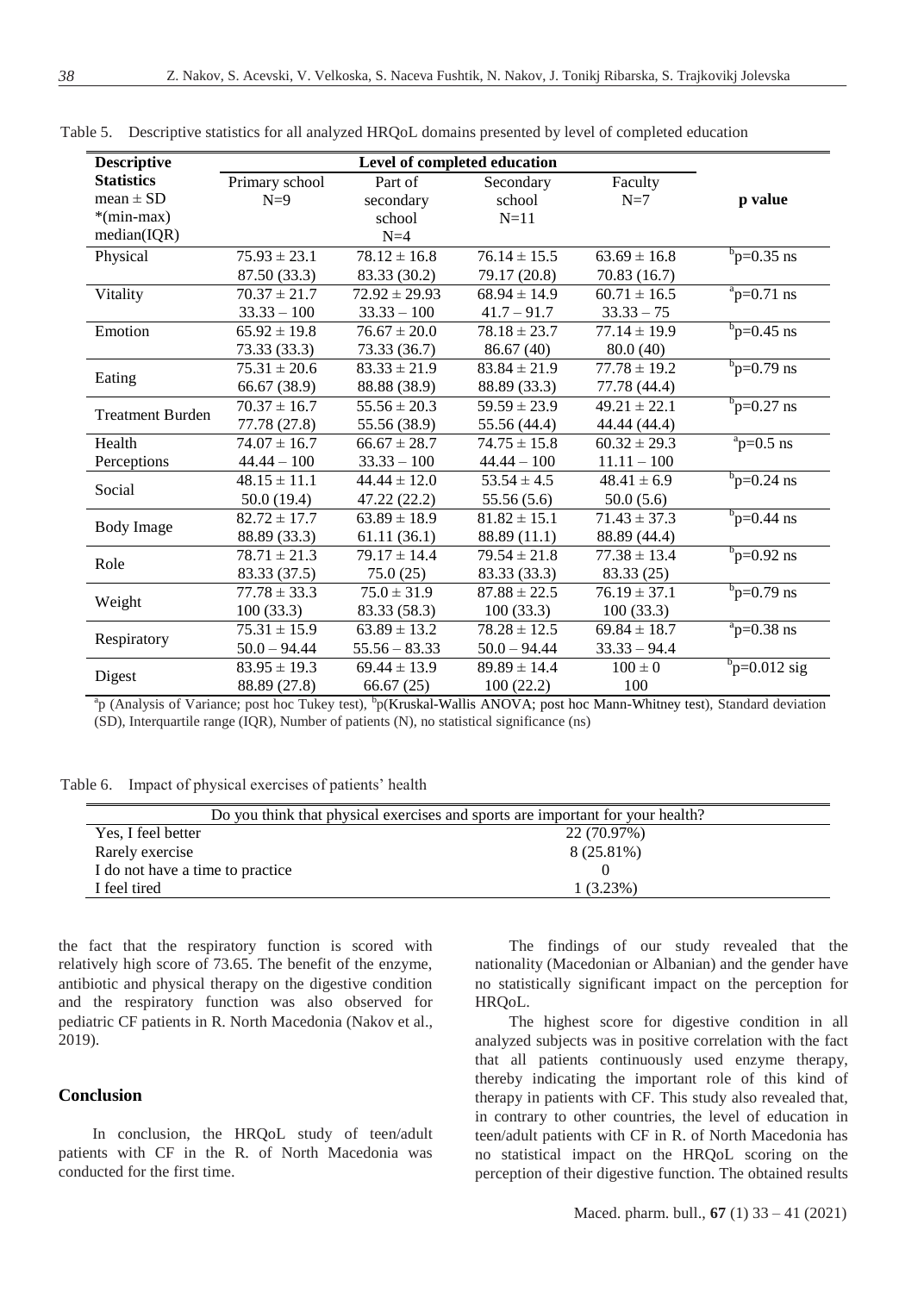Table 5. Descriptive statistics for all analyzed HRQoL domains presented by level of completed education

| Descriptive Statistics mean ± SD *(min-max) median(IQR) | Level of completed education | | | | p value |
|---|---|---|---|---|---|
| | Primary school N=9 | Part of secondary school N=4 | Secondary school N=11 | Faculty N=7 | |
| Physical | 75.93 ± 23.1<br>87.50 (33.3) | 78.12 ± 16.8<br>83.33 (30.2) | 76.14 ± 15.5<br>79.17 (20.8) | 63.69 ± 16.8<br>70.83 (16.7) | [b]p=0.35 ns |
| Vitality | 70.37 ± 21.7<br>33.33 – 100 | 72.92 ± 29.93<br>33.33 – 100 | 68.94 ± 14.9<br>41.7 – 91.7 | 60.71 ± 16.5<br>33.33 – 75 | [a]p=0.71 ns |
| Emotion | 65.92 ± 19.8<br>73.33 (33.3) | 76.67 ± 20.0<br>73.33 (36.7) | 78.18 ± 23.7<br>86.67 (40) | 77.14 ± 19.9<br>80.0 (40) | [b]p=0.45 ns |
| Eating | 75.31 ± 20.6<br>66.67 (38.9) | 83.33 ± 21.9<br>88.88 (38.9) | 83.84 ± 21.9<br>88.89 (33.3) | 77.78 ± 19.2<br>77.78 (44.4) | [b]p=0.79 ns |
| Treatment Burden | 70.37 ± 16.7<br>77.78 (27.8) | 55.56 ± 20.3<br>55.56 (38.9) | 59.59 ± 23.9<br>55.56 (44.4) | 49.21 ± 22.1<br>44.44 (44.4) | [b]p=0.27 ns |
| Health Perceptions | 74.07 ± 16.7<br>44.44 – 100 | 66.67 ± 28.7<br>33.33 – 100 | 74.75 ± 15.8<br>44.44 – 100 | 60.32 ± 29.3<br>11.11 – 100 | [a]p=0.5 ns |
| Social | 48.15 ± 11.1<br>50.0 (19.4) | 44.44 ± 12.0<br>47.22 (22.2) | 53.54 ± 4.5<br>55.56 (5.6) | 48.41 ± 6.9<br>50.0 (5.6) | [b]p=0.24 ns |
| Body Image | 82.72 ± 17.7<br>88.89 (33.3) | 63.89 ± 18.9<br>61.11 (36.1) | 81.82 ± 15.1<br>88.89 (11.1) | 71.43 ± 37.3<br>88.89 (44.4) | [b]p=0.44 ns |
| Role | 78.71 ± 21.3<br>83.33 (37.5) | 79.17 ± 14.4<br>75.0 (25) | 79.54 ± 21.8<br>83.33 (33.3) | 77.38 ± 13.4<br>83.33 (25) | [b]p=0.92 ns |
| Weight | 77.78 ± 33.3<br>100 (33.3) | 75.0 ± 31.9<br>83.33 (58.3) | 87.88 ± 22.5<br>100 (33.3) | 76.19 ± 37.1<br>100 (33.3) | [b]p=0.79 ns |
| Respiratory | 75.31 ± 15.9<br>50.0 – 94.44 | 63.89 ± 13.2<br>55.56 – 83.33 | 78.28 ± 12.5<br>50.0 – 94.44 | 69.84 ± 18.7<br>33.33 – 94.4 | [a]p=0.38 ns |
| Digest | 83.95 ± 19.3<br>88.89 (27.8) | 69.44 ± 13.9<br>66.67 (25) | 89.89 ± 14.4<br>100 (22.2) | 100 ± 0<br>100 | [b]p=0.012 sig |

[a]p (Analysis of Variance; post hoc Tukey test), [b]p(Kruskal-Wallis ANOVA; post hoc Mann-Whitney test), Standard deviation (SD), Interquartile range (IQR), Number of patients (N), no statistical significance (ns)

Table 6. Impact of physical exercises of patients' health

| Do you think that physical exercises and sports are important for your health? | |
|---|---|
| Yes, I feel better | 22 (70.97%) |
| Rarely exercise | 8 (25.81%) |
| I do not have a time to practice | 0 |
| I feel tired | 1 (3.23%) |

the fact that the respiratory function is scored with relatively high score of 73.65. The benefit of the enzyme, antibiotic and physical therapy on the digestive condition and the respiratory function was also observed for pediatric CF patients in R. North Macedonia (Nakov et al., 2019).

## Conclusion

In conclusion, the HRQoL study of teen/adult patients with CF in the R. of North Macedonia was conducted for the first time.

The findings of our study revealed that the nationality (Macedonian or Albanian) and the gender have no statistically significant impact on the perception for HRQoL.

The highest score for digestive condition in all analyzed subjects was in positive correlation with the fact that all patients continuously used enzyme therapy, thereby indicating the important role of this kind of therapy in patients with CF. This study also revealed that, in contrary to other countries, the level of education in teen/adult patients with CF in R. of North Macedonia has no statistical impact on the HRQoL scoring on the perception of their digestive function. The obtained results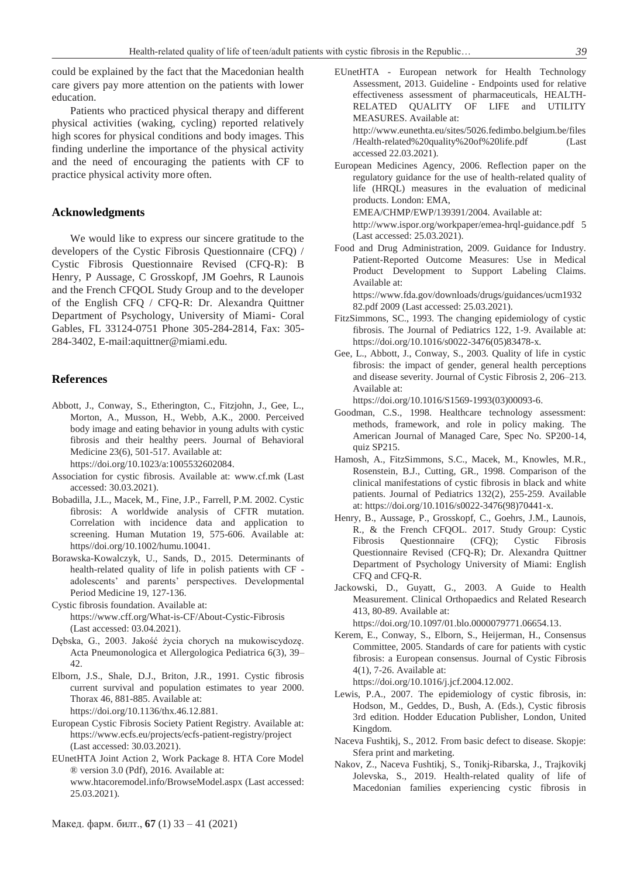could be explained by the fact that the Macedonian health care givers pay more attention on the patients with lower education.

Patients who practiced physical therapy and different physical activities (waking, cycling) reported relatively high scores for physical conditions and body images. This finding underline the importance of the physical activity and the need of encouraging the patients with CF to practice physical activity more often.

## Acknowledgments

We would like to express our sincere gratitude to the developers of the Cystic Fibrosis Questionnaire (CFQ) / Cystic Fibrosis Questionnaire Revised (CFQ-R): B Henry, P Aussage, C Grosskopf, JM Goehrs, R Launois and the French CFQOL Study Group and to the developer of the English CFQ / CFQ-R: Dr. Alexandra Quittner Department of Psychology, University of Miami- Coral Gables, FL 33124-0751 Phone 305-284-2814, Fax: 305-284-3402, E-mail:aquittner@miami.edu.

## References

Abbott, J., Conway, S., Etherington, C., Fitzjohn, J., Gee, L., Morton, A., Musson, H., Webb, A.K., 2000. Perceived body image and eating behavior in young adults with cystic fibrosis and their healthy peers. Journal of Behavioral Medicine 23(6), 501-517. Available at: https://doi.org/10.1023/a:1005532602084.

Association for cystic fibrosis. Available at: www.cf.mk (Last accessed: 30.03.2021).

Bobadilla, J.L., Macek, M., Fine, J.P., Farrell, P.M. 2002. Cystic fibrosis: A worldwide analysis of CFTR mutation. Correlation with incidence data and application to screening. Human Mutation 19, 575-606. Available at: https//doi.org/10.1002/humu.10041.

Borawska-Kowalczyk, U., Sands, D., 2015. Determinants of health-related quality of life in polish patients with CF - adolescents' and parents' perspectives. Developmental Period Medicine 19, 127-136.

Cystic fibrosis foundation. Available at: https://www.cff.org/What-is-CF/About-Cystic-Fibrosis (Last accessed: 03.04.2021).

Dębska, G., 2003. Jakość życia chorych na mukowiscydozę. Acta Pneumonologica et Allergologica Pediatrica 6(3), 39–42.

Elborn, J.S., Shale, D.J., Briton, J.R., 1991. Cystic fibrosis current survival and population estimates to year 2000. Thorax 46, 881-885. Available at: https://doi.org/10.1136/thx.46.12.881.

European Cystic Fibrosis Society Patient Registry. Available at: https://www.ecfs.eu/projects/ecfs-patient-registry/project (Last accessed: 30.03.2021).

EUnetHTA Joint Action 2, Work Package 8. HTA Core Model ® version 3.0 (Pdf), 2016. Available at: www.htacoremodel.info/BrowseModel.aspx (Last accessed: 25.03.2021).

EUnetHTA - European network for Health Technology Assessment, 2013. Guideline - Endpoints used for relative effectiveness assessment of pharmaceuticals, HEALTH-RELATED QUALITY OF LIFE and UTILITY MEASURES. Available at: http://www.eunethta.eu/sites/5026.fedimbo.belgium.be/files/Health-related%20quality%20of%20life.pdf (Last accessed 22.03.2021).

European Medicines Agency, 2006. Reflection paper on the regulatory guidance for the use of health-related quality of life (HRQL) measures in the evaluation of medicinal products. London: EMA, EMEA/CHMP/EWP/139391/2004. Available at: http://www.ispor.org/workpaper/emea-hrql-guidance.pdf 5 (Last accessed: 25.03.2021).

Food and Drug Administration, 2009. Guidance for Industry. Patient-Reported Outcome Measures: Use in Medical Product Development to Support Labeling Claims. Available at: https://www.fda.gov/downloads/drugs/guidances/ucm193282.pdf 2009 (Last accessed: 25.03.2021).

FitzSimmons, SC., 1993. The changing epidemiology of cystic fibrosis. The Journal of Pediatrics 122, 1-9. Available at: https://doi.org/10.1016/s0022-3476(05)83478-x.

Gee, L., Abbott, J., Conway, S., 2003. Quality of life in cystic fibrosis: the impact of gender, general health perceptions and disease severity. Journal of Cystic Fibrosis 2, 206–213. Available at: https://doi.org/10.1016/S1569-1993(03)00093-6.

Goodman, C.S., 1998. Healthcare technology assessment: methods, framework, and role in policy making. The American Journal of Managed Care, Spec No. SP200-14, quiz SP215.

Hamosh, A., FitzSimmons, S.C., Macek, M., Knowles, M.R., Rosenstein, B.J., Cutting, GR., 1998. Comparison of the clinical manifestations of cystic fibrosis in black and white patients. Journal of Pediatrics 132(2), 255-259. Available at: https://doi.org/10.1016/s0022-3476(98)70441-x.

Henry, B., Aussage, P., Grosskopf, C., Goehrs, J.M., Launois, R., & the French CFQOL. 2017. Study Group: Cystic Fibrosis Questionnaire (CFQ); Cystic Fibrosis Questionnaire Revised (CFQ-R); Dr. Alexandra Quittner Department of Psychology University of Miami: English CFQ and CFQ-R.

Jackowski, D., Guyatt, G., 2003. A Guide to Health Measurement. Clinical Orthopaedics and Related Research 413, 80-89. Available at: https://doi.org/10.1097/01.blo.0000079771.06654.13.

Kerem, E., Conway, S., Elborn, S., Heijerman, H., Consensus Committee, 2005. Standards of care for patients with cystic fibrosis: a European consensus. Journal of Cystic Fibrosis 4(1), 7-26. Available at: https://doi.org/10.1016/j.jcf.2004.12.002.

Lewis, P.A., 2007. The epidemiology of cystic fibrosis, in: Hodson, M., Geddes, D., Bush, A. (Eds.), Cystic fibrosis 3rd edition. Hodder Education Publisher, London, United Kingdom.

Naceva Fushtikj, S., 2012. From basic defect to disease. Skopje: Sfera print and marketing.

Nakov, Z., Naceva Fushtikj, S., Tonikj-Ribarska, J., Trajkovikj Jolevska, S., 2019. Health-related quality of life of Macedonian families experiencing cystic fibrosis in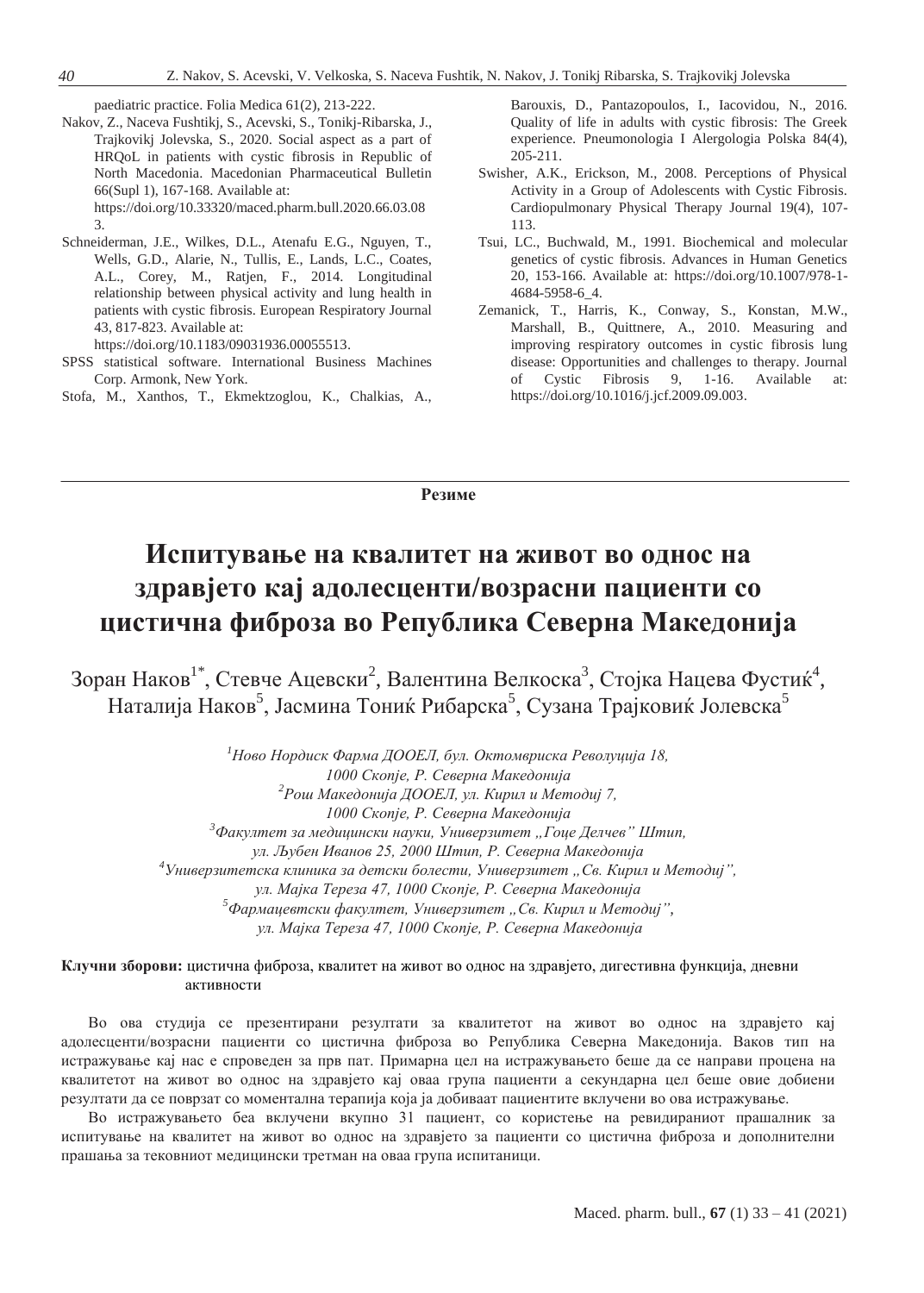paediatric practice. Folia Medica 61(2), 213-222.

Nakov, Z., Naceva Fushtikj, S., Acevski, S., Tonikj-Ribarska, J., Trajkovikj Jolevska, S., 2020. Social aspect as a part of HRQoL in patients with cystic fibrosis in Republic of North Macedonia. Macedonian Pharmaceutical Bulletin 66(Supl 1), 167-168. Available at: https://doi.org/10.33320/maced.pharm.bull.2020.66.03.083.

Schneiderman, J.E., Wilkes, D.L., Atenafu E.G., Nguyen, T., Wells, G.D., Alarie, N., Tullis, E., Lands, L.C., Coates, A.L., Corey, M., Ratjen, F., 2014. Longitudinal relationship between physical activity and lung health in patients with cystic fibrosis. European Respiratory Journal 43, 817-823. Available at: https://doi.org/10.1183/09031936.00055513.

SPSS statistical software. International Business Machines Corp. Armonk, New York.

Stofa, M., Xanthos, T., Ekmektzoglou, K., Chalkias, A., Barouxis, D., Pantazopoulos, I., Iacovidou, N., 2016. Quality of life in adults with cystic fibrosis: The Greek experience. Pneumonologia I Alergologia Polska 84(4), 205-211.

Swisher, A.K., Erickson, M., 2008. Perceptions of Physical Activity in a Group of Adolescents with Cystic Fibrosis. Cardiopulmonary Physical Therapy Journal 19(4), 107-113.

Tsui, LC., Buchwald, M., 1991. Biochemical and molecular genetics of cystic fibrosis. Advances in Human Genetics 20, 153-166. Available at: https://doi.org/10.1007/978-1-4684-5958-6_4.

Zemanick, T., Harris, K., Conway, S., Konstan, M.W., Marshall, B., Quittnere, A., 2010. Measuring and improving respiratory outcomes in cystic fibrosis lung disease: Opportunities and challenges to therapy. Journal of Cystic Fibrosis 9, 1-16. Available at: https://doi.org/10.1016/j.jcf.2009.09.003.

---

**Резиме**

# Испитување на квалитет на живот во однос на здравјето кај адолесценти/возрасни пациенти со цистична фиброза во Република Северна Македонија

Зоран Наков[1*], Стевче Ацевски[2], Валентина Велкоска[3], Стојка Нацева Фустиќ[4], Наталија Наков[5], Јасмина Тониќ Рибарска[5], Сузана Трајковиќ Јолевска[5]

*[1]Ново Нордиск Фарма ДООЕЛ, бул. Октомвриска Револуција 18, 1000 Скопје, Р. Северна Македонија*
*[2]Рош Македонија ДООЕЛ, ул. Кирил и Методиј 7, 1000 Скопје, Р. Северна Македонија*
*[3]Факултет за медицински науки, Универзитет „Гоце Делчев" Штип, ул. Љубен Иванов 25, 2000 Штип, Р. Северна Македонија*
*[4]Универзитетска клиника за детски болести, Универзитет „Св. Кирил и Методиј", ул. Мајка Тереза 47, 1000 Скопје, Р. Северна Македонија*
*[5]Фармацевтски факултет, Универзитет „Св. Кирил и Методиј", ул. Мајка Тереза 47, 1000 Скопје, Р. Северна Македонија*

**Клучни зборови:** цистична фиброза, квалитет на живот во однос на здравјето, дигестивна функција, дневни активности

Во ова студија се презентирани резултати за квалитетот на живот во однос на здравјето кај адолесценти/возрасни пациенти со цистична фиброза во Република Северна Македонија. Ваков тип на истражување кај нас е спроведен за прв пат. Примарна цел на истражувањето беше да се направи процена на квалитетот на живот во однос на здравјето кај оваа група пациенти а секундарна цел беше овие добиени резултати да се поврзат со моментална терапија која ја добиваат пациентите вклучени во ова истражување.

Во истражувањето беа вклучени вкупно 31 пациент, со користење на ревидираниот прашалник за испитување на квалитет на живот во однос на здравјето за пациенти со цистична фиброза и дополнителни прашања за тековниот медицински третман на оваа група испитаници.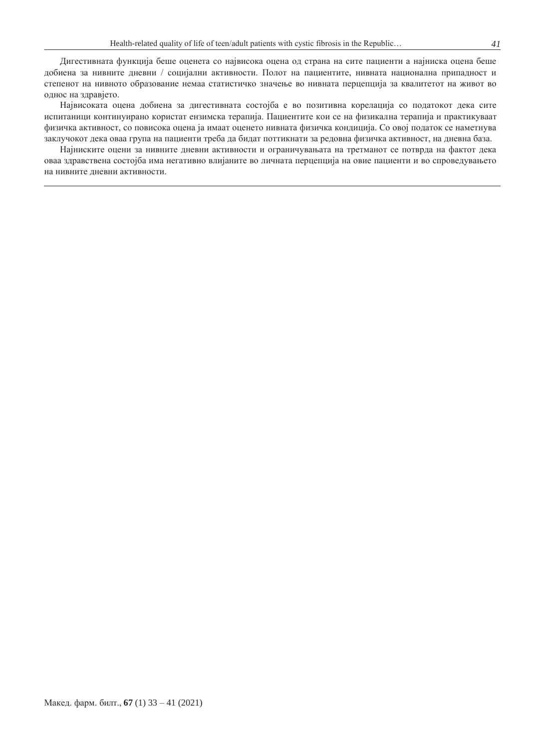Дигестивната функција беше оценета со највисока оцена од страна на сите пациенти а најниска оцена беше добиена за нивните дневни / социјални активности. Полот на пациентите, нивната национална припадност и степенот на нивното образование немаа статистичко значење во нивната перцепција за квалитетот на живот во однос на здравјето.

Највисоката оцена добиена за дигестивната состојба е во позитивна корелација со податокот дека сите испитаници континуирано користат ензимска терапија. Пациентите кои се на физикална терапија и практикуваат физичка активност, со повисока оцена ја имаат оценето нивната физичка кондиција. Со овој податок се наметнува заклучокот дека оваа група на пациенти треба да бидат поттикнати за редовна физичка активност, на дневна база.

Најниските оцени за нивните дневни активности и ограничувањата на третманот се потврда на фактот дека оваа здравствена состојба има негативно влијаните во личната перцепција на овие пациенти и во спроведувањето на нивните дневни активности.